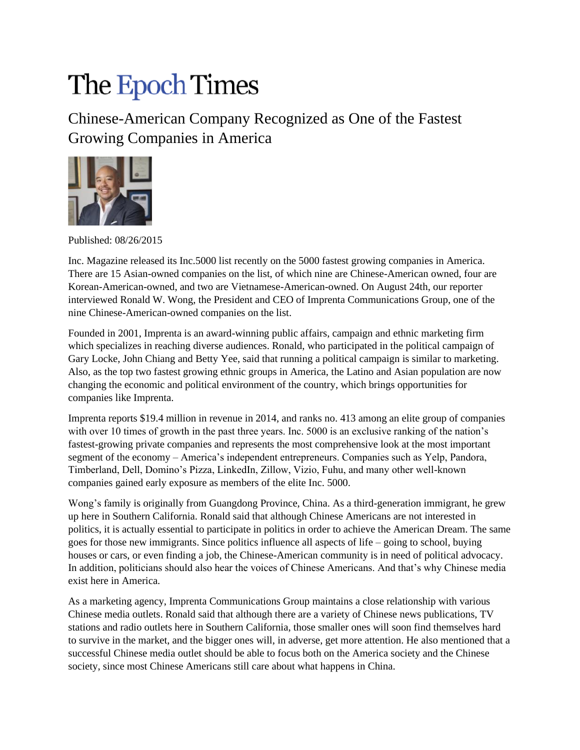# The Epoch Times

## Chinese-American Company Recognized as One of the Fastest Growing Companies in America

Published: 08/26/2015

Inc. Magazine released its Inc.5000 list recently on the 5000 fastest growing companies in America. There are 15 Asian-owned companies on the list, of which nine are Chinese-American owned, four are Korean-American-owned, and two are Vietnamese-American-owned. On August 24th, our reporter interviewed Ronald W. Wong, the President and CEO of Imprenta Communications Group, one of the nine Chinese-American-owned companies on the list.

Founded in 2001, Imprenta is an award-winning public affairs, campaign and ethnic marketing firm which specializes in reaching diverse audiences. Ronald, who participated in the political campaign of Gary Locke, John Chiang and Betty Yee, said that running a political campaign is similar to marketing. Also, as the top two fastest growing ethnic groups in America, the Latino and Asian population are now changing the economic and political environment of the country, which brings opportunities for companies like Imprenta.

Imprenta reports $19.4 million in revenue in 2014, and ranks no. 413 among an elite group of companies with over 10 times of growth in the past three years. Inc. 5000 is an exclusive ranking of the nation's fastest-growing private companies and represents the most comprehensive look at the most important segment of the economy – America's independent entrepreneurs. Companies such as Yelp, Pandora, Timberland, Dell, Domino's Pizza, LinkedIn, Zillow, Vizio, Fuhu, and many other well-known companies gained early exposure as members of the elite Inc. 5000.

Wong's family is originally from Guangdong Province, China. As a third-generation immigrant, he grew up here in Southern California. Ronald said that although Chinese Americans are not interested in politics, it is actually essential to participate in politics in order to achieve the American Dream. The same goes for those new immigrants. Since politics influence all aspects of life – going to school, buying houses or cars, or even finding a job, the Chinese-American community is in need of political advocacy. In addition, politicians should also hear the voices of Chinese Americans. And that's why Chinese media exist here in America.

As a marketing agency, Imprenta Communications Group maintains a close relationship with various Chinese media outlets. Ronald said that although there are a variety of Chinese news publications, TV stations and radio outlets here in Southern California, those smaller ones will soon find themselves hard to survive in the market, and the bigger ones will, in adverse, get more attention. He also mentioned that a successful Chinese media outlet should be able to focus both on the America society and the Chinese society, since most Chinese Americans still care about what happens in China.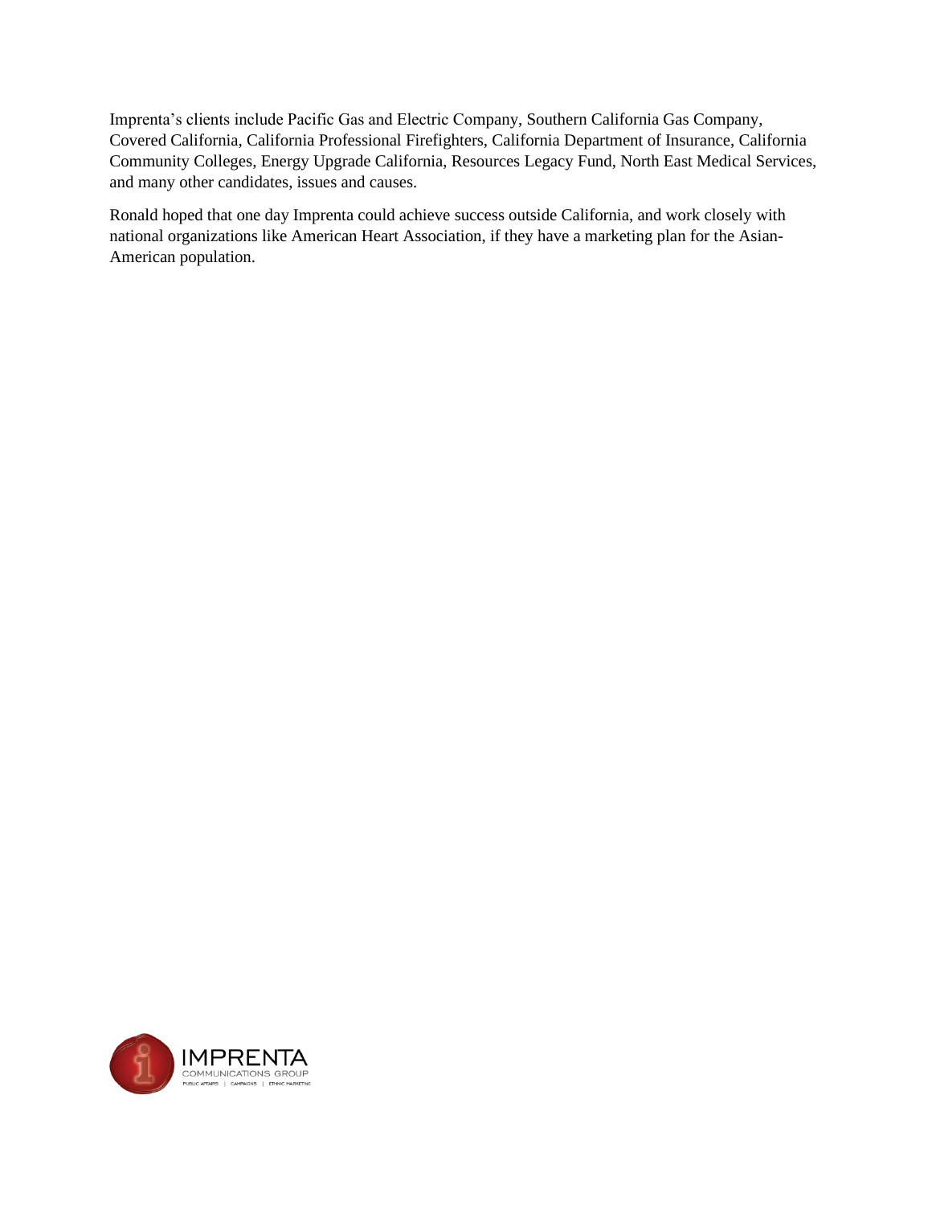Imprenta's clients include Pacific Gas and Electric Company, Southern California Gas Company, Covered California, California Professional Firefighters, California Department of Insurance, California Community Colleges, Energy Upgrade California, Resources Legacy Fund, North East Medical Services, and many other candidates, issues and causes.

Ronald hoped that one day Imprenta could achieve success outside California, and work closely with national organizations like American Heart Association, if they have a marketing plan for the Asian-American population.